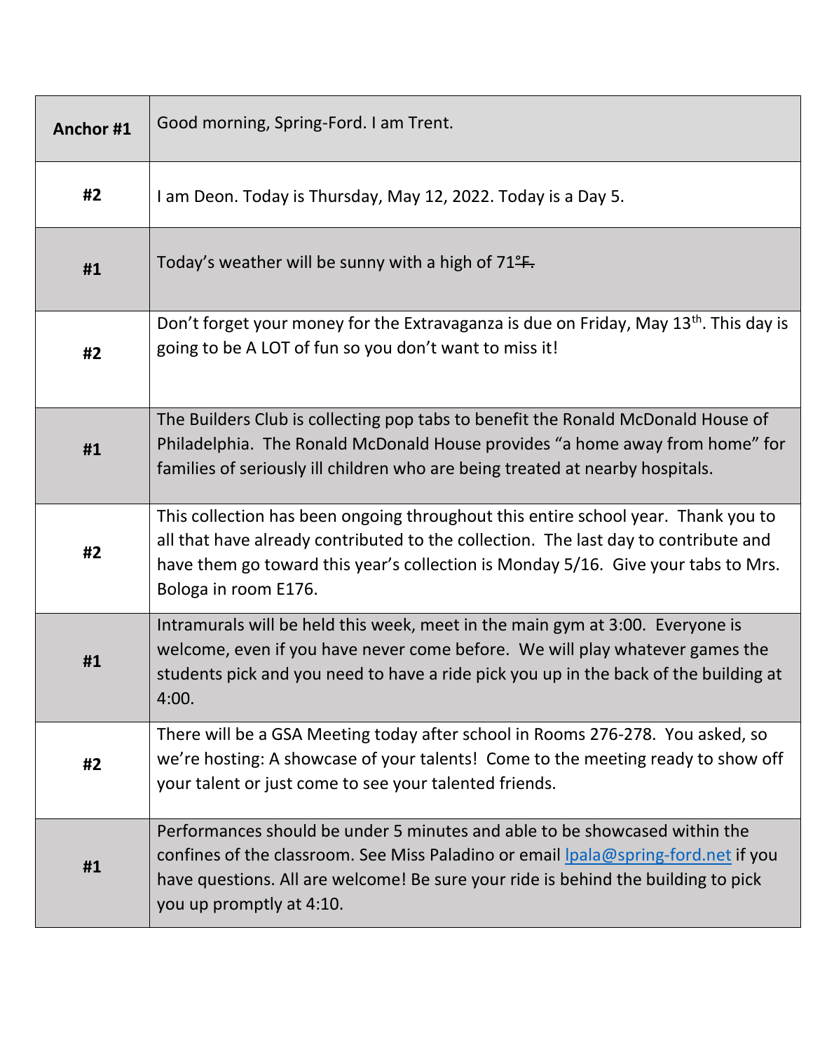| Anchor #1 | Good morning, Spring-Ford. I am Trent. |
|---|---|
| #2 | I am Deon. Today is Thursday, May 12, 2022. Today is a Day 5. |
| #1 | Today's weather will be sunny with a high of 71°F. |
| #2 | Don't forget your money for the Extravaganza is due on Friday, May 13th. This day is going to be A LOT of fun so you don't want to miss it! |
| #1 | The Builders Club is collecting pop tabs to benefit the Ronald McDonald House of Philadelphia. The Ronald McDonald House provides "a home away from home" for families of seriously ill children who are being treated at nearby hospitals. |
| #2 | This collection has been ongoing throughout this entire school year. Thank you to all that have already contributed to the collection. The last day to contribute and have them go toward this year's collection is Monday 5/16. Give your tabs to Mrs. Bologa in room E176. |
| #1 | Intramurals will be held this week, meet in the main gym at 3:00. Everyone is welcome, even if you have never come before. We will play whatever games the students pick and you need to have a ride pick you up in the back of the building at 4:00. |
| #2 | There will be a GSA Meeting today after school in Rooms 276-278. You asked, so we're hosting: A showcase of your talents! Come to the meeting ready to show off your talent or just come to see your talented friends. |
| #1 | Performances should be under 5 minutes and able to be showcased within the confines of the classroom. See Miss Paladino or email lpala@spring-ford.net if you have questions. All are welcome! Be sure your ride is behind the building to pick you up promptly at 4:10. |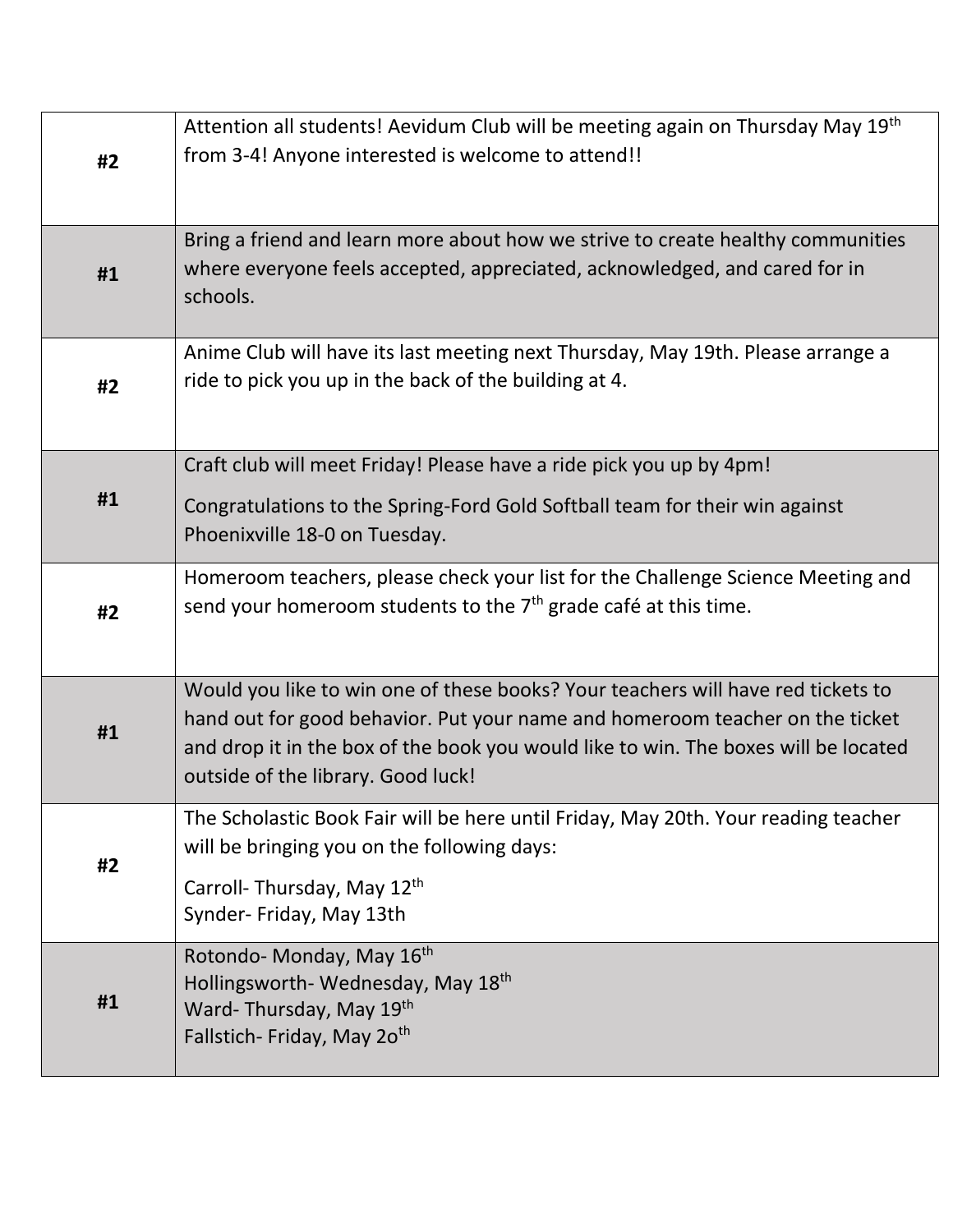| | |
|---|---|
| **#2** | Attention all students! Aevidum Club will be meeting again on Thursday May 19th from 3-4! Anyone interested is welcome to attend!! |
| **#1** | Bring a friend and learn more about how we strive to create healthy communities where everyone feels accepted, appreciated, acknowledged, and cared for in schools. |
| **#2** | Anime Club will have its last meeting next Thursday, May 19th. Please arrange a ride to pick you up in the back of the building at 4. |
| **#1** | Craft club will meet Friday! Please have a ride pick you up by 4pm!<br><br>Congratulations to the Spring-Ford Gold Softball team for their win against Phoenixville 18-0 on Tuesday. |
| **#2** | Homeroom teachers, please check your list for the Challenge Science Meeting and send your homeroom students to the 7th grade café at this time. |
| **#1** | Would you like to win one of these books? Your teachers will have red tickets to hand out for good behavior. Put your name and homeroom teacher on the ticket and drop it in the box of the book you would like to win. The boxes will be located outside of the library. Good luck! |
| **#2** | The Scholastic Book Fair will be here until Friday, May 20th. Your reading teacher will be bringing you on the following days:<br><br>Carroll- Thursday, May 12th<br>Synder- Friday, May 13th |
| **#1** | Rotondo- Monday, May 16th<br>Hollingsworth- Wednesday, May 18th<br>Ward- Thursday, May 19th<br>Fallstich- Friday, May 2oth |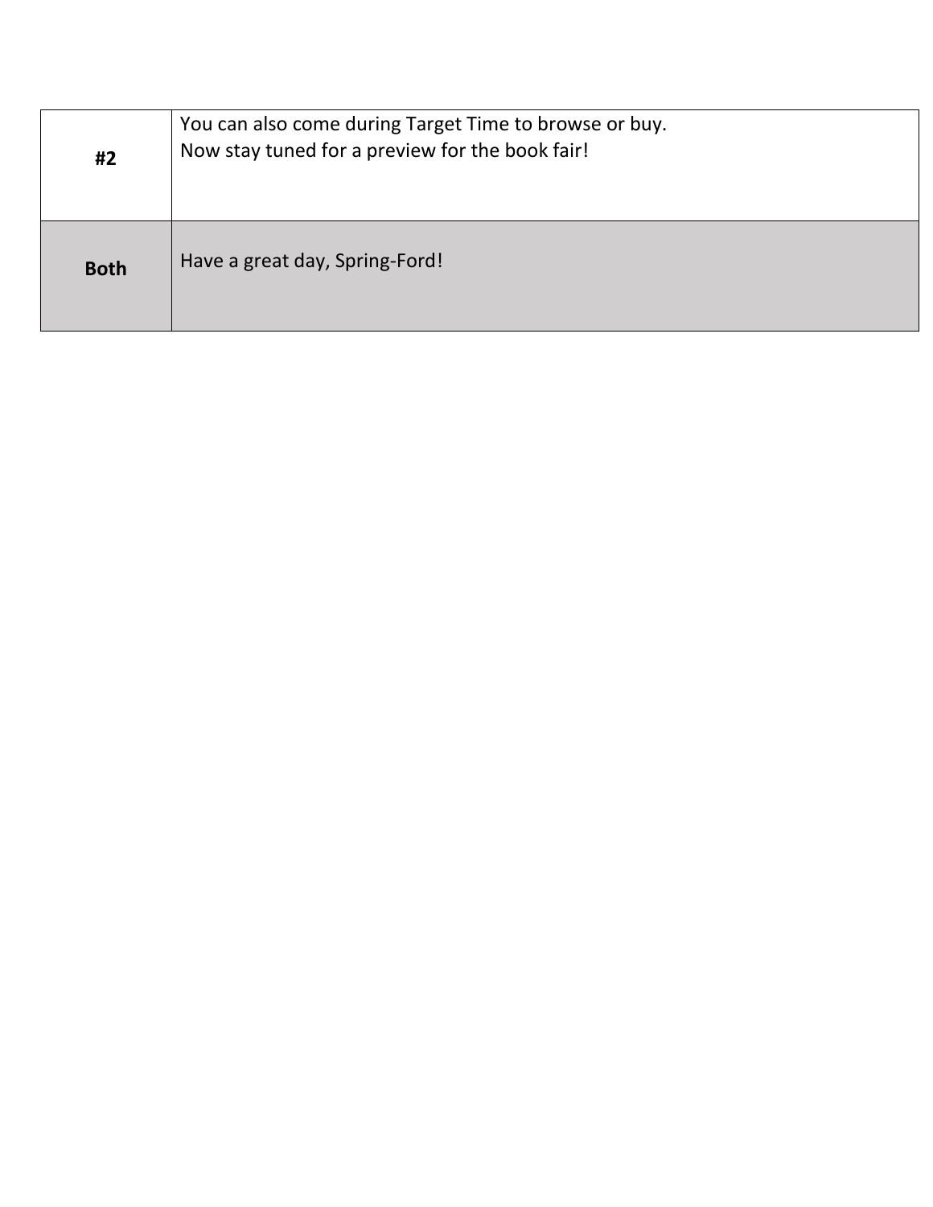| | |
|---|---|
| **#2** | You can also come during Target Time to browse or buy.<br>Now stay tuned for a preview for the book fair! |
| **Both** | Have a great day, Spring-Ford! |